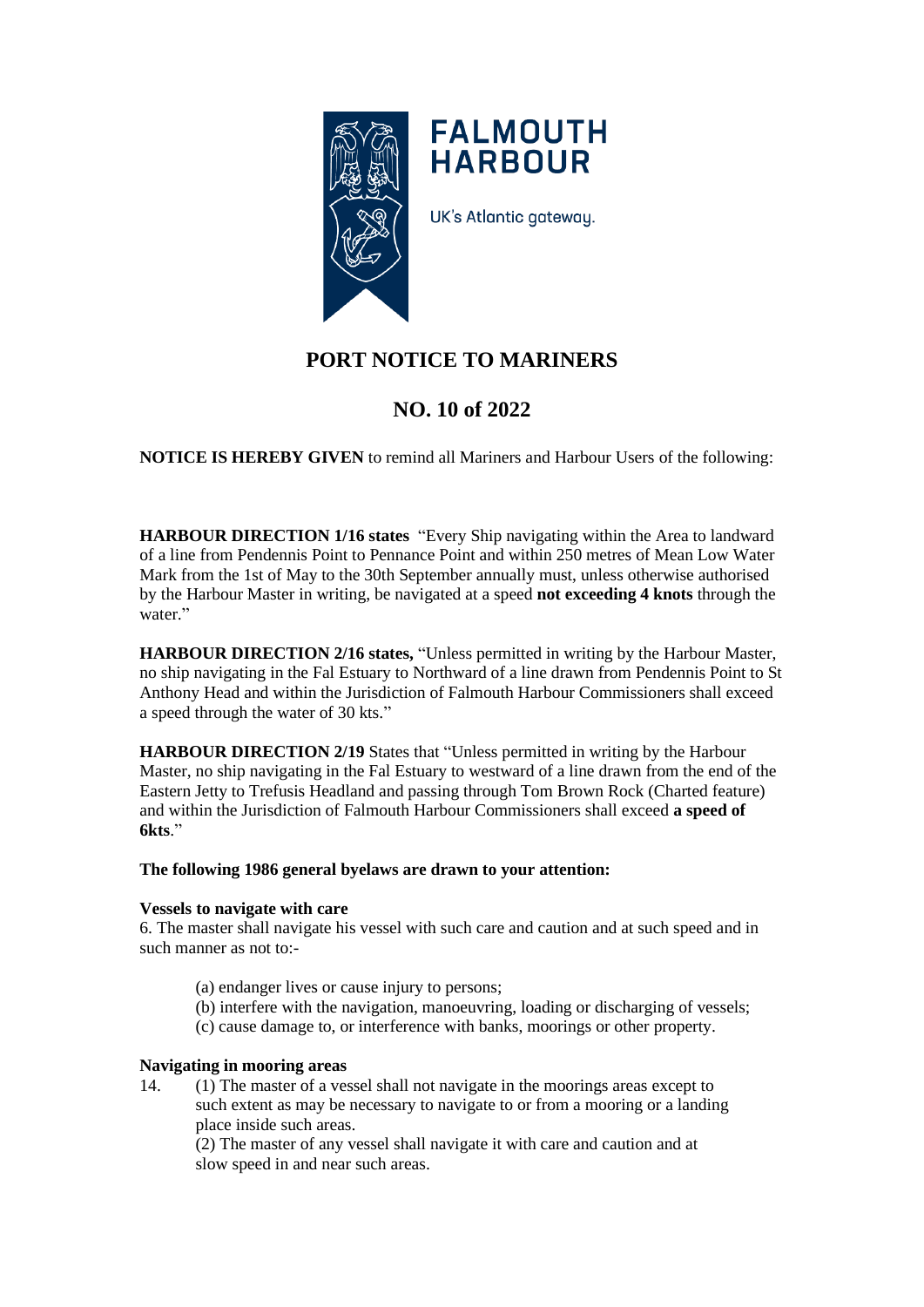FALMOUTH HARBOUR

UK's Atlantic gateway.

# PORT NOTICE TO MARINERS

# NO. 10 of 2022

**NOTICE IS HEREBY GIVEN** to remind all Mariners and Harbour Users of the following:

**HARBOUR DIRECTION 1/16 states** "Every Ship navigating within the Area to landward of a line from Pendennis Point to Pennance Point and within 250 metres of Mean Low Water Mark from the 1st of May to the 30th September annually must, unless otherwise authorised by the Harbour Master in writing, be navigated at a speed **not exceeding 4 knots** through the water."

**HARBOUR DIRECTION 2/16 states,** "Unless permitted in writing by the Harbour Master, no ship navigating in the Fal Estuary to Northward of a line drawn from Pendennis Point to St Anthony Head and within the Jurisdiction of Falmouth Harbour Commissioners shall exceed a speed through the water of 30 kts."

**HARBOUR DIRECTION 2/19** States that "Unless permitted in writing by the Harbour Master, no ship navigating in the Fal Estuary to westward of a line drawn from the end of the Eastern Jetty to Trefusis Headland and passing through Tom Brown Rock (Charted feature) and within the Jurisdiction of Falmouth Harbour Commissioners shall exceed **a speed of 6kts**."

**The following 1986 general byelaws are drawn to your attention:**

**Vessels to navigate with care**

6. The master shall navigate his vessel with such care and caution and at such speed and in such manner as not to:-

(a) endanger lives or cause injury to persons;
(b) interfere with the navigation, manoeuvring, loading or discharging of vessels;
(c) cause damage to, or interference with banks, moorings or other property.

**Navigating in mooring areas**

14. (1) The master of a vessel shall not navigate in the moorings areas except to such extent as may be necessary to navigate to or from a mooring or a landing place inside such areas.

(2) The master of any vessel shall navigate it with care and caution and at slow speed in and near such areas.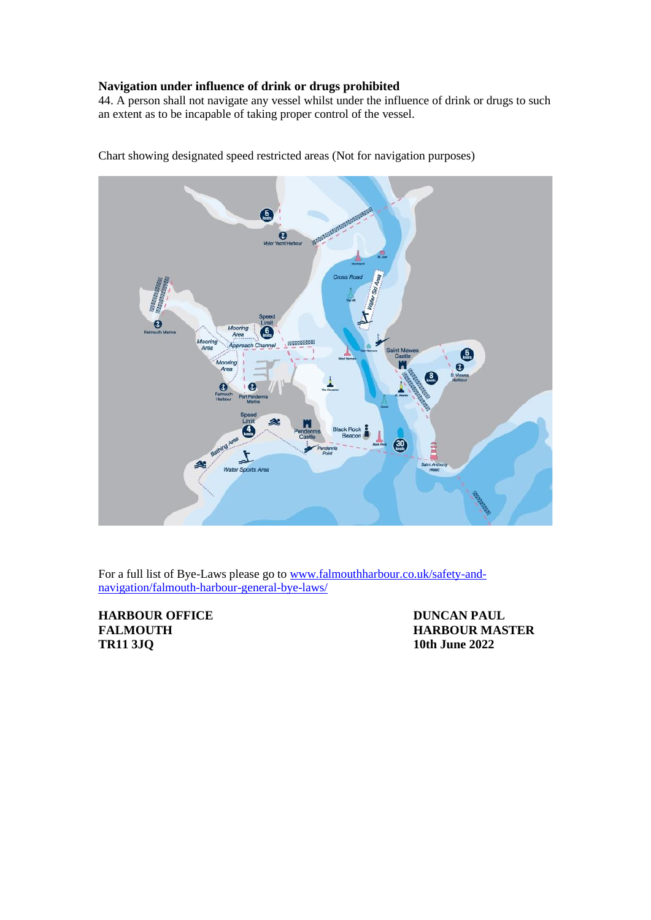**Navigation under influence of drink or drugs prohibited**

44. A person shall not navigate any vessel whilst under the influence of drink or drugs to such an extent as to be incapable of taking proper control of the vessel.

Chart showing designated speed restricted areas (Not for navigation purposes)

5 knots
Mylor Yacht Harbour
Cross Road
Water Ski Area
Falmouth Marina
Speed Limit
6 knots
Mooring Area
Mooring Area
Approach Channel
Mooring Area
Saint Mawes Castle
5 knots
St Mawes Harbour
8 knots
Falmouth Harbour
Port Pendennis Marina
Speed Limit
4 knots
Pendennis Castle
Black Rock Beacon
Bathing Area
Pendennis Point
30 knots
Saint Anthony Head
Water Sports Area

For a full list of Bye-Laws please go to [www.falmouthharbour.co.uk/safety-and-navigation/falmouth-harbour-general-bye-laws/](http://www.falmouthharbour.co.uk/safety-and-navigation/falmouth-harbour-general-bye-laws/)

**HARBOUR OFFICE**
**FALMOUTH**
**TR11 3JQ**

**DUNCAN PAUL**
**HARBOUR MASTER**
**10th June 2022**